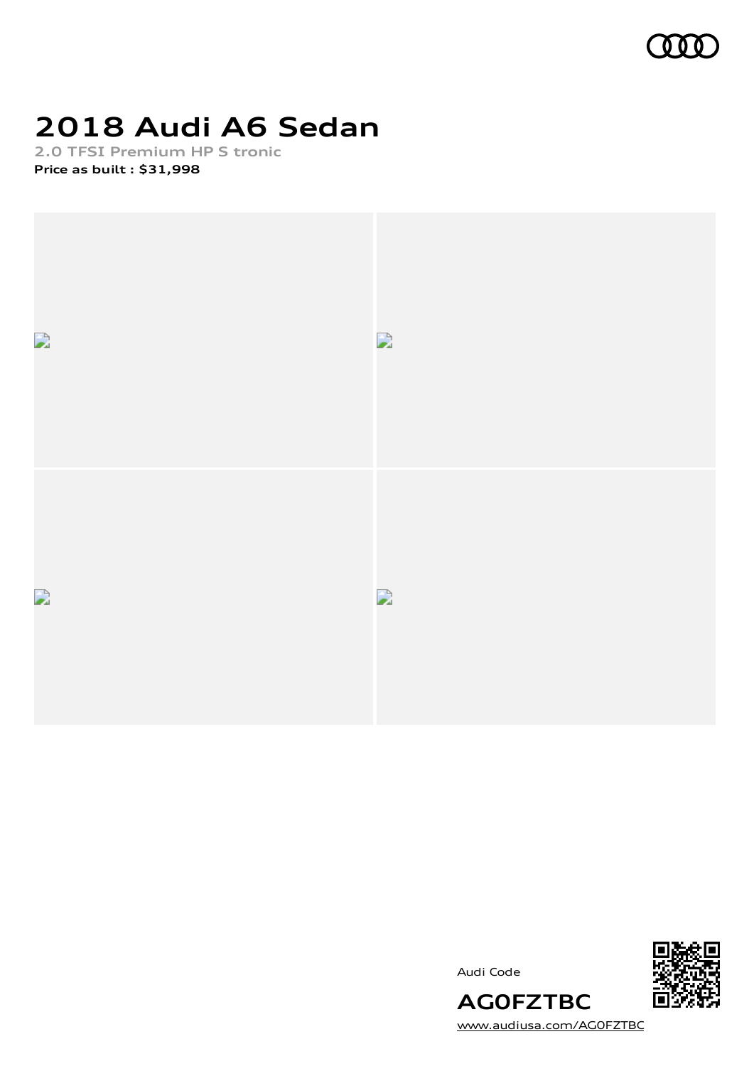# 2018 Audi A6 Sedan

2.0 TFSI Premium HP S tronic

**Price as built : $31,998**

Audi Code

**AG0FZTBC**

www.audiusa.com/AG0FZTBC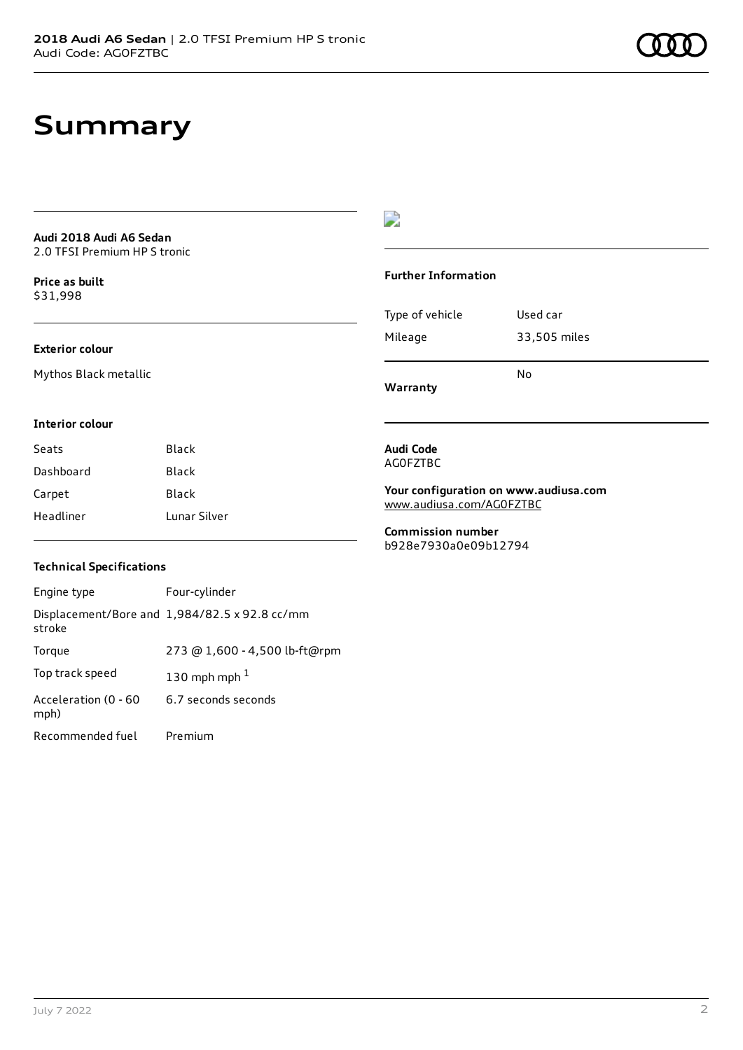# Summary

**Audi 2018 Audi A6 Sedan**
2.0 TFSI Premium HP S tronic

**Price as built**
$31,998

**Exterior colour**

Mythos Black metallic

**Interior colour**

| Seats | Black |
| --- | --- |
| Dashboard | Black |
| Carpet | Black |
| Headliner | Lunar Silver |

**Technical Specifications**

| Engine type | Four-cylinder |
| --- | --- |
| Displacement/Bore and stroke | 1,984/82.5 x 92.8 cc/mm |
| Torque | 273 @ 1,600 - 4,500 lb-ft@rpm |
| Top track speed | 130 mph mph [1] |
| Acceleration (0 - 60 mph) | 6.7 seconds seconds |
| Recommended fuel | Premium |

**Further Information**

| Type of vehicle | Used car |
| --- | --- |
| Mileage | 33,505 miles |
| **Warranty** | No |

**Audi Code**
AG0FZTBC

**Your configuration on www.audiusa.com**
www.audiusa.com/AG0FZTBC

**Commission number**
b928e7930a0e09b12794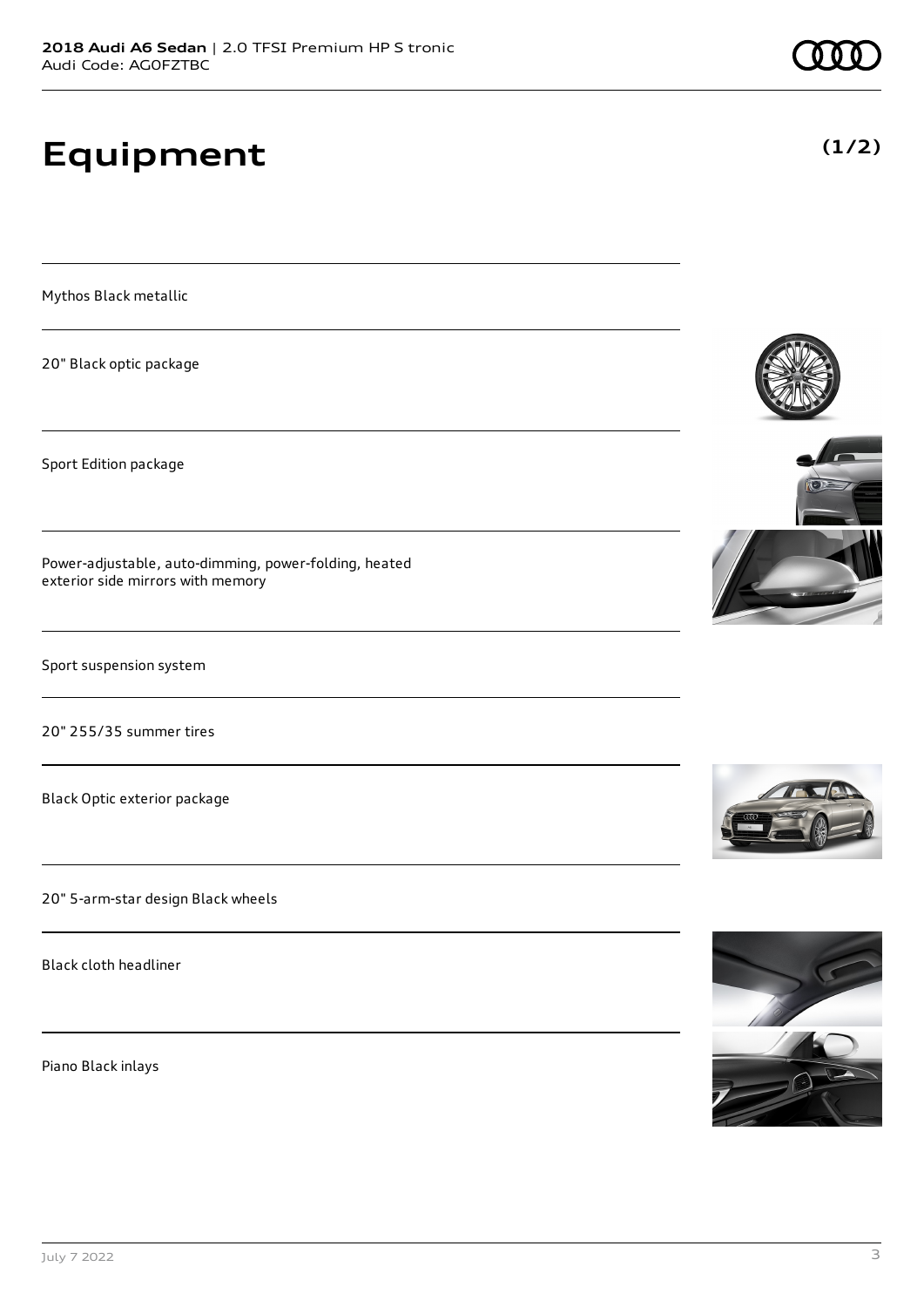**2018 Audi A6 Sedan** | 2.0 TFSI Premium HP S tronic
Audi Code: AG0FZTBC

# Equipment

**(1/2)**

Mythos Black metallic

20" Black optic package

Sport Edition package

Power-adjustable, auto-dimming, power-folding, heated exterior side mirrors with memory

Sport suspension system

20" 255/35 summer tires

Black Optic exterior package

20" 5-arm-star design Black wheels

Black cloth headliner

Piano Black inlays

July 7 2022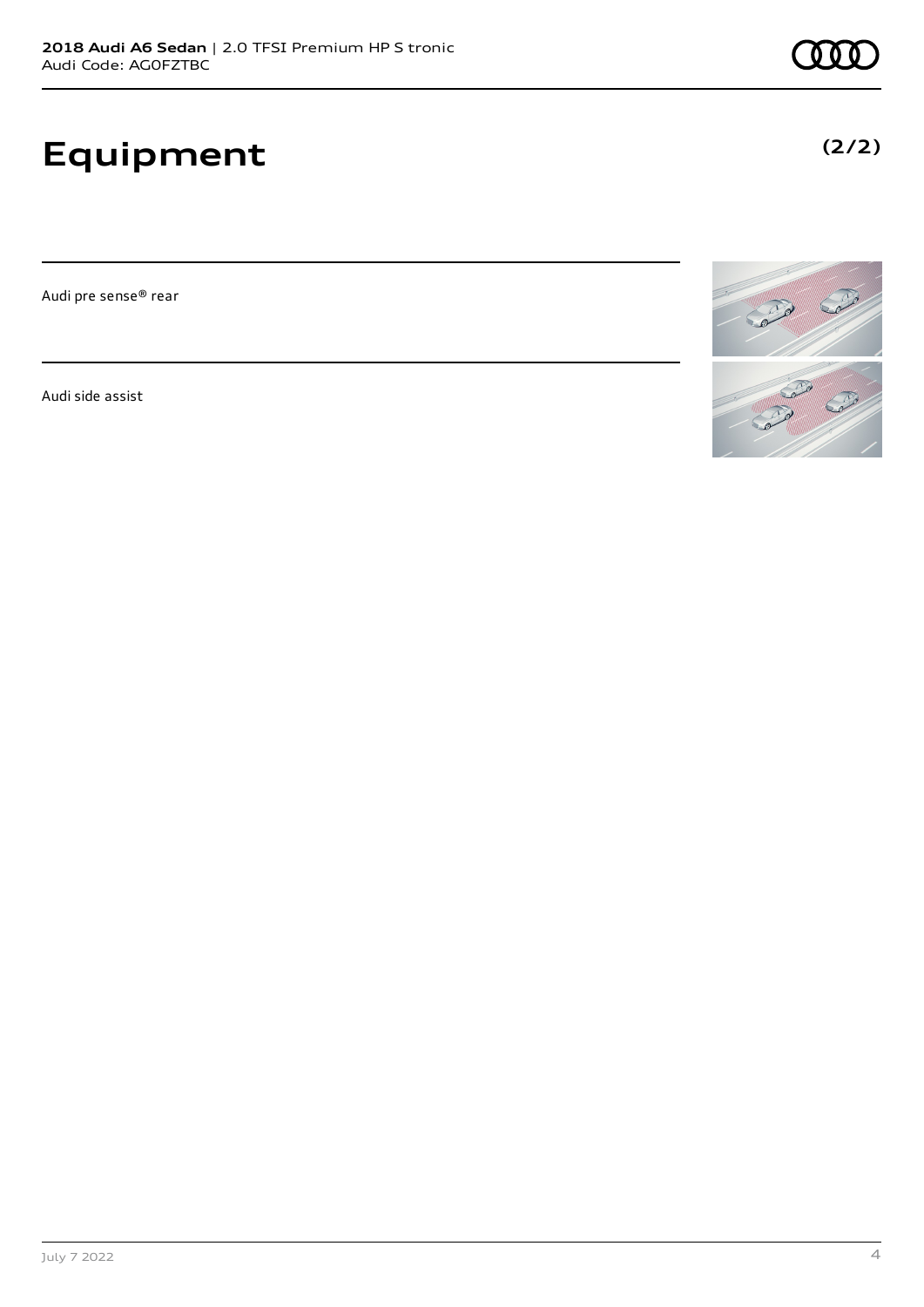# Equipment

**(2/2)**

Audi pre sense® rear

Audi side assist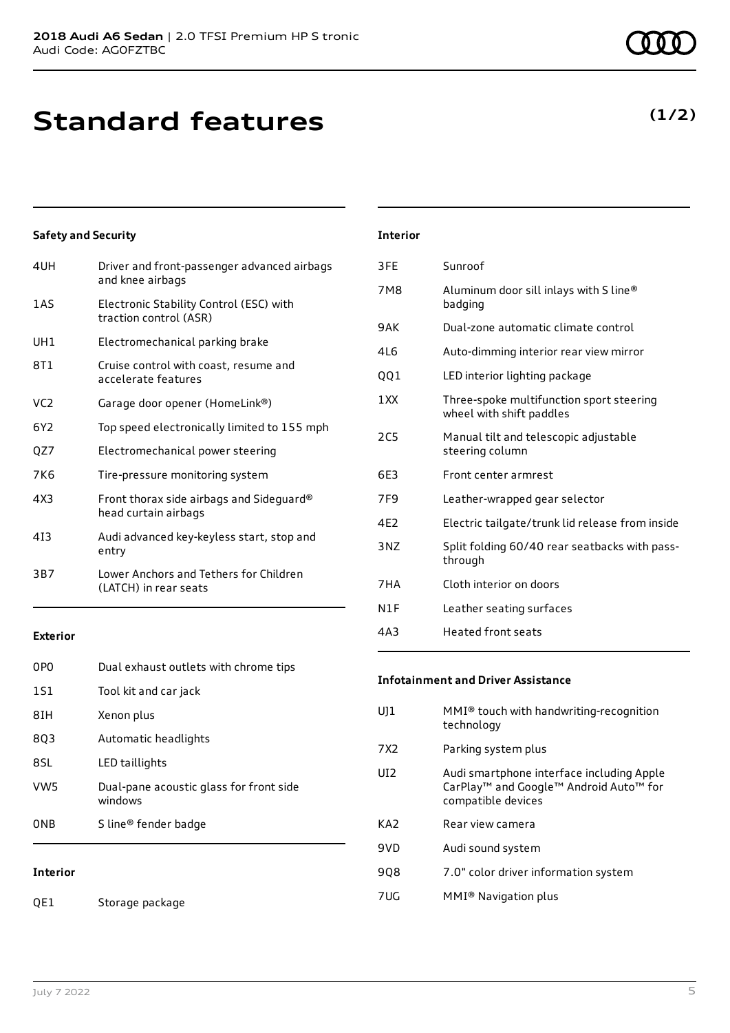**2018 Audi A6 Sedan** | 2.0 TFSI Premium HP S tronic
Audi Code: AG0FZTBC

# Standard features

**(1/2)**

### Safety and Security

| | |
|---|---|
| 4UH | Driver and front-passenger advanced airbags and knee airbags |
| 1AS | Electronic Stability Control (ESC) with traction control (ASR) |
| UH1 | Electromechanical parking brake |
| 8T1 | Cruise control with coast, resume and accelerate features |
| VC2 | Garage door opener (HomeLink®) |
| 6Y2 | Top speed electronically limited to 155 mph |
| QZ7 | Electromechanical power steering |
| 7K6 | Tire-pressure monitoring system |
| 4X3 | Front thorax side airbags and Sideguard® head curtain airbags |
| 4I3 | Audi advanced key-keyless start, stop and entry |
| 3B7 | Lower Anchors and Tethers for Children (LATCH) in rear seats |

### Exterior

| | |
|---|---|
| 0P0 | Dual exhaust outlets with chrome tips |
| 1S1 | Tool kit and car jack |
| 8IH | Xenon plus |
| 8Q3 | Automatic headlights |
| 8SL | LED taillights |
| VW5 | Dual-pane acoustic glass for front side windows |
| 0NB | S line® fender badge |

### Interior

| | |
|---|---|
| QE1 | Storage package |
| 3FE | Sunroof |
| 7M8 | Aluminum door sill inlays with S line® badging |
| 9AK | Dual-zone automatic climate control |
| 4L6 | Auto-dimming interior rear view mirror |
| QQ1 | LED interior lighting package |
| 1XX | Three-spoke multifunction sport steering wheel with shift paddles |
| 2C5 | Manual tilt and telescopic adjustable steering column |
| 6E3 | Front center armrest |
| 7F9 | Leather-wrapped gear selector |
| 4E2 | Electric tailgate/trunk lid release from inside |
| 3NZ | Split folding 60/40 rear seatbacks with pass-through |
| 7HA | Cloth interior on doors |
| N1F | Leather seating surfaces |
| 4A3 | Heated front seats |

### Infotainment and Driver Assistance

| | |
|---|---|
| UJ1 | MMI® touch with handwriting-recognition technology |
| 7X2 | Parking system plus |
| UI2 | Audi smartphone interface including Apple CarPlay™ and Google™ Android Auto™ for compatible devices |
| KA2 | Rear view camera |
| 9VD | Audi sound system |
| 9Q8 | 7.0" color driver information system |
| 7UG | MMI® Navigation plus |

July 7 2022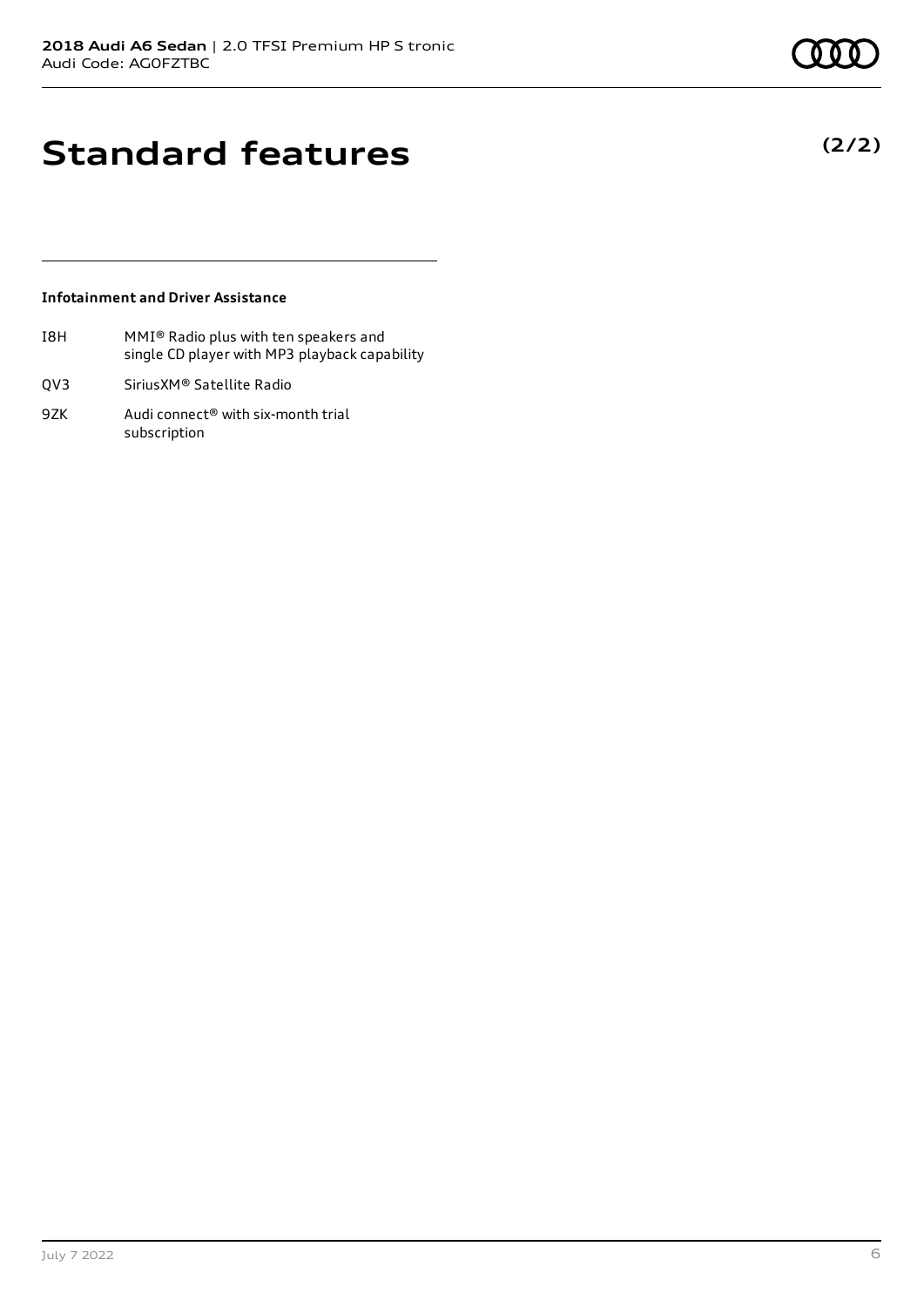# Standard features

**(2/2)**

### Infotainment and Driver Assistance

| | |
|---|---|
| I8H | MMI® Radio plus with ten speakers and single CD player with MP3 playback capability |
| QV3 | SiriusXM® Satellite Radio |
| 9ZK | Audi connect® with six-month trial subscription |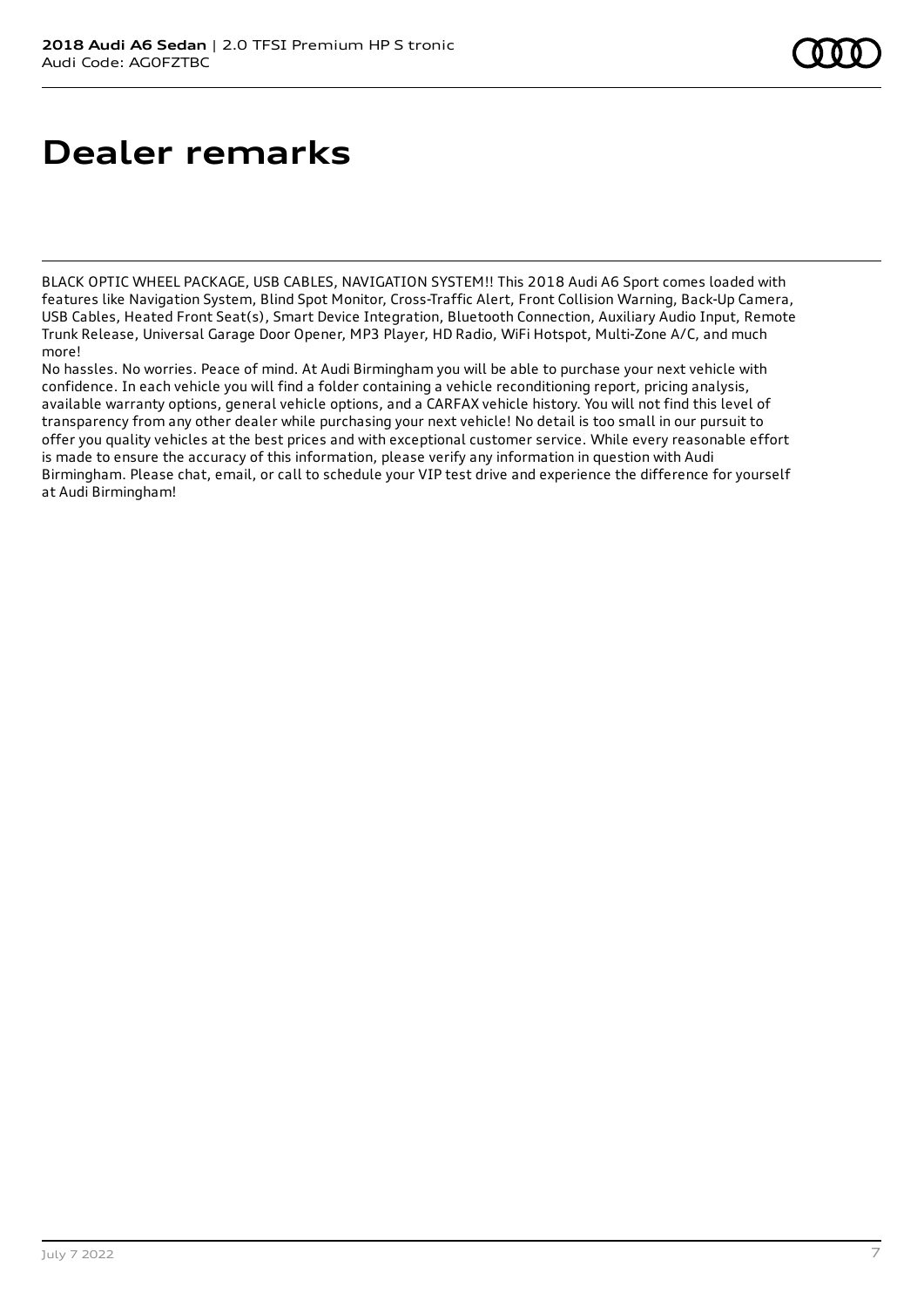# Dealer remarks

BLACK OPTIC WHEEL PACKAGE, USB CABLES, NAVIGATION SYSTEM!! This 2018 Audi A6 Sport comes loaded with features like Navigation System, Blind Spot Monitor, Cross-Traffic Alert, Front Collision Warning, Back-Up Camera, USB Cables, Heated Front Seat(s), Smart Device Integration, Bluetooth Connection, Auxiliary Audio Input, Remote Trunk Release, Universal Garage Door Opener, MP3 Player, HD Radio, WiFi Hotspot, Multi-Zone A/C, and much more!

No hassles. No worries. Peace of mind. At Audi Birmingham you will be able to purchase your next vehicle with confidence. In each vehicle you will find a folder containing a vehicle reconditioning report, pricing analysis, available warranty options, general vehicle options, and a CARFAX vehicle history. You will not find this level of transparency from any other dealer while purchasing your next vehicle! No detail is too small in our pursuit to offer you quality vehicles at the best prices and with exceptional customer service. While every reasonable effort is made to ensure the accuracy of this information, please verify any information in question with Audi Birmingham. Please chat, email, or call to schedule your VIP test drive and experience the difference for yourself at Audi Birmingham!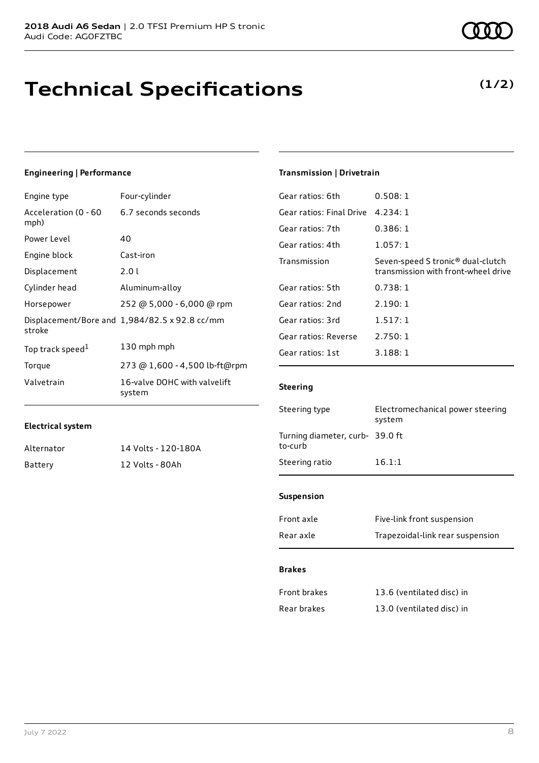# Technical Specifications

**(1/2)**

### Engineering | Performance

| | |
|---|---|
| Engine type | Four-cylinder |
| Acceleration (0 - 60 mph) | 6.7 seconds seconds |
| Power Level | 40 |
| Engine block | Cast-iron |
| Displacement | 2.0 l |
| Cylinder head | Aluminum-alloy |
| Horsepower | 252 @ 5,000 - 6,000 @ rpm |
| Displacement/Bore and stroke | 1,984/82.5 x 92.8 cc/mm |
| Top track speed[1] | 130 mph mph |
| Torque | 273 @ 1,600 - 4,500 lb-ft@rpm |
| Valvetrain | 16-valve DOHC with valvelift system |

### Electrical system

| | |
|---|---|
| Alternator | 14 Volts - 120-180A |
| Battery | 12 Volts - 80Ah |

### Transmission | Drivetrain

| | |
|---|---|
| Gear ratios: 6th | 0.508: 1 |
| Gear ratios: Final Drive | 4.234: 1 |
| Gear ratios: 7th | 0.386: 1 |
| Gear ratios: 4th | 1.057: 1 |
| Transmission | Seven-speed S tronic® dual-clutch transmission with front-wheel drive |
| Gear ratios: 5th | 0.738: 1 |
| Gear ratios: 2nd | 2.190: 1 |
| Gear ratios: 3rd | 1.517: 1 |
| Gear ratios: Reverse | 2.750: 1 |
| Gear ratios: 1st | 3.188: 1 |

### Steering

| | |
|---|---|
| Steering type | Electromechanical power steering system |
| Turning diameter, curb-to-curb | 39.0 ft |
| Steering ratio | 16.1:1 |

### Suspension

| | |
|---|---|
| Front axle | Five-link front suspension |
| Rear axle | Trapezoidal-link rear suspension |

### Brakes

| | |
|---|---|
| Front brakes | 13.6 (ventilated disc) in |
| Rear brakes | 13.0 (ventilated disc) in |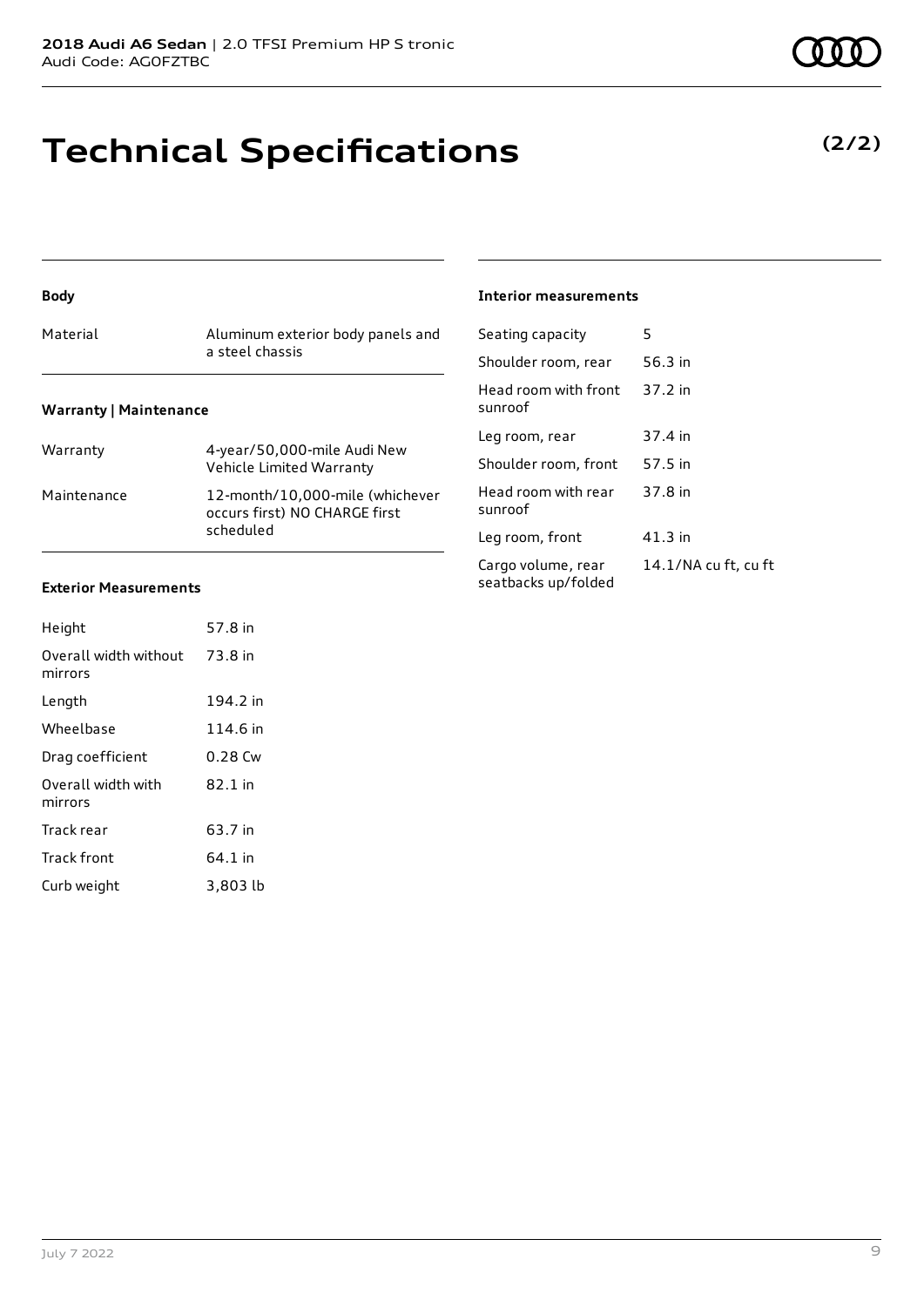# Technical Specifications

**(2/2)**

#### Body

| | |
|---|---|
| Material | Aluminum exterior body panels and a steel chassis |

#### Warranty | Maintenance

| | |
|---|---|
| Warranty | 4-year/50,000-mile Audi New Vehicle Limited Warranty |
| Maintenance | 12-month/10,000-mile (whichever occurs first) NO CHARGE first scheduled |

#### Exterior Measurements

| | |
|---|---|
| Height | 57.8 in |
| Overall width without mirrors | 73.8 in |
| Length | 194.2 in |
| Wheelbase | 114.6 in |
| Drag coefficient | 0.28 Cw |
| Overall width with mirrors | 82.1 in |
| Track rear | 63.7 in |
| Track front | 64.1 in |
| Curb weight | 3,803 lb |

#### Interior measurements

| | |
|---|---|
| Seating capacity | 5 |
| Shoulder room, rear | 56.3 in |
| Head room with front sunroof | 37.2 in |
| Leg room, rear | 37.4 in |
| Shoulder room, front | 57.5 in |
| Head room with rear sunroof | 37.8 in |
| Leg room, front | 41.3 in |
| Cargo volume, rear seatbacks up/folded | 14.1/NA cu ft, cu ft |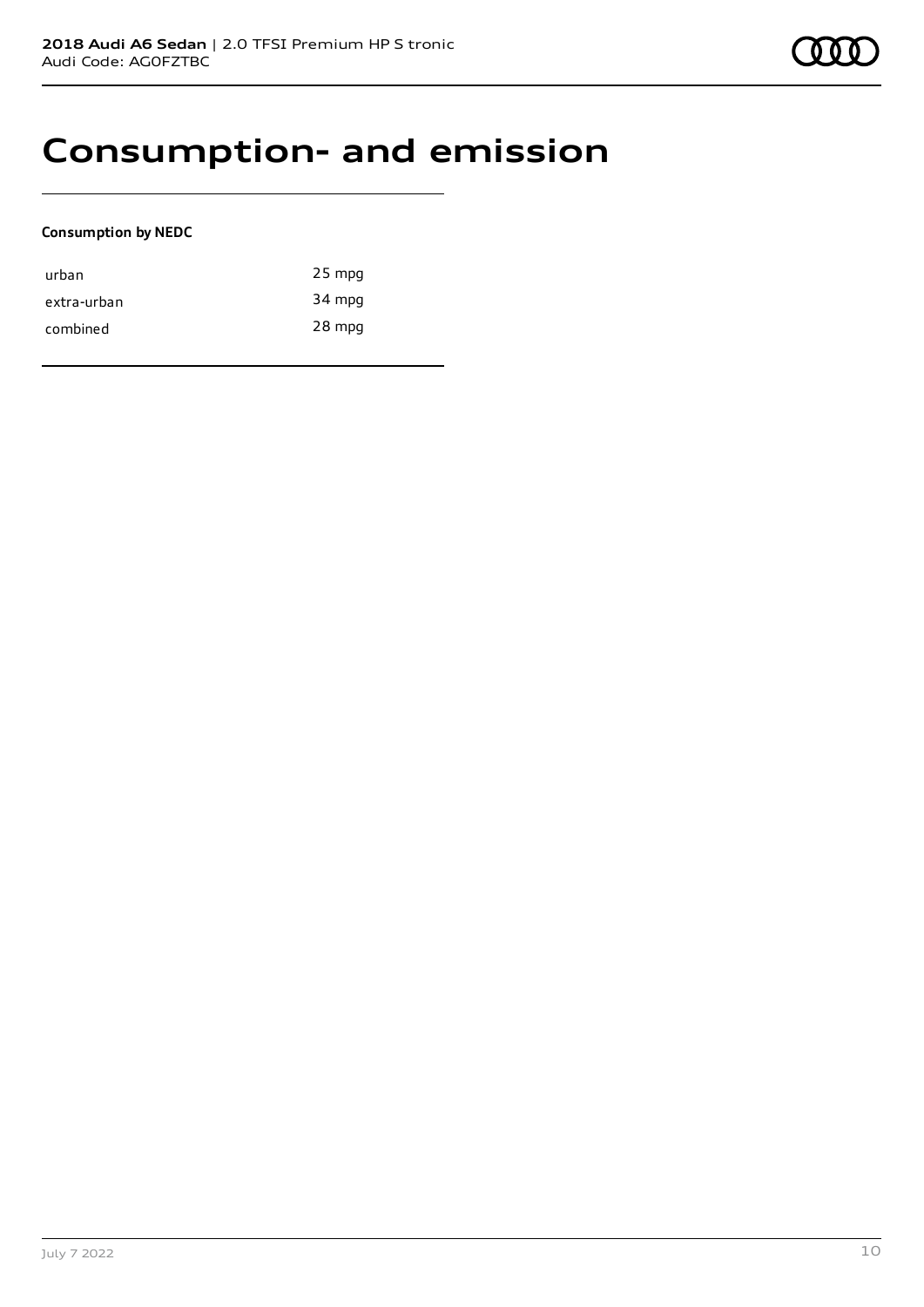# Consumption- and emission

**Consumption by NEDC**

| | |
|---|---|
| urban | 25 mpg |
| extra-urban | 34 mpg |
| combined | 28 mpg |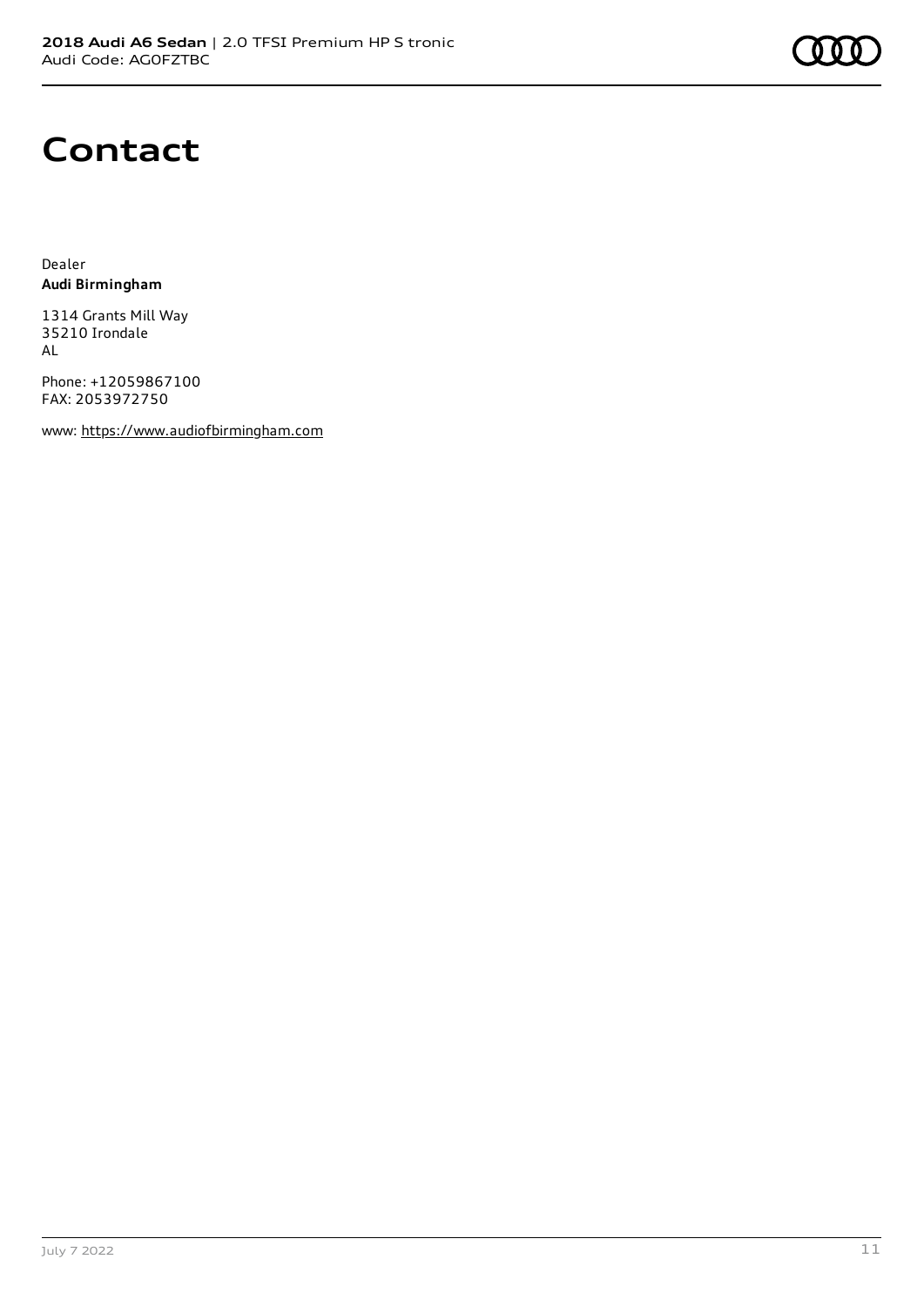# Contact

Dealer
**Audi Birmingham**

1314 Grants Mill Way
35210 Irondale
AL

Phone: +12059867100
FAX: 2053972750

www: https://www.audiofbirmingham.com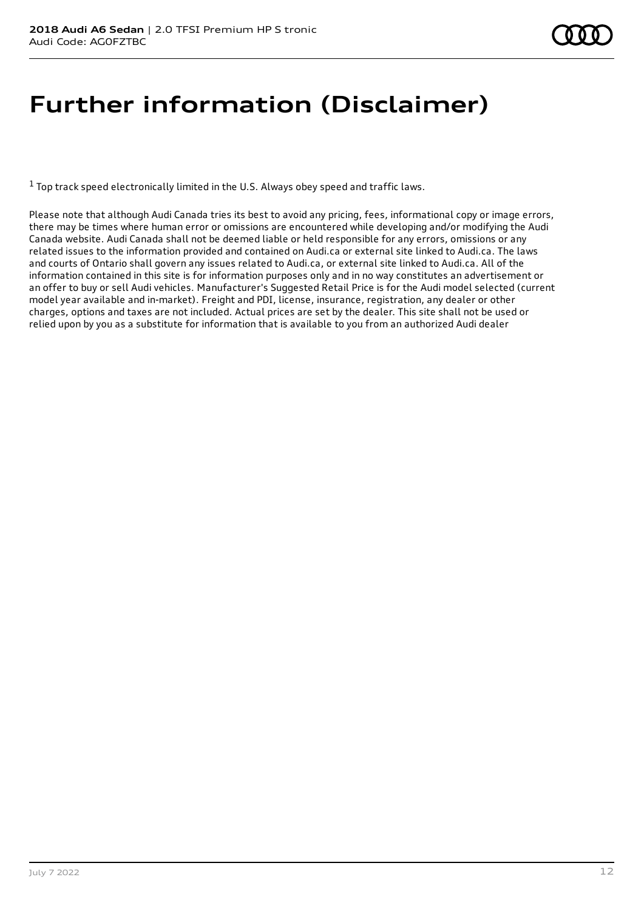# Further information (Disclaimer)

[1] Top track speed electronically limited in the U.S. Always obey speed and traffic laws.

Please note that although Audi Canada tries its best to avoid any pricing, fees, informational copy or image errors, there may be times where human error or omissions are encountered while developing and/or modifying the Audi Canada website. Audi Canada shall not be deemed liable or held responsible for any errors, omissions or any related issues to the information provided and contained on Audi.ca or external site linked to Audi.ca. The laws and courts of Ontario shall govern any issues related to Audi.ca, or external site linked to Audi.ca. All of the information contained in this site is for information purposes only and in no way constitutes an advertisement or an offer to buy or sell Audi vehicles. Manufacturer's Suggested Retail Price is for the Audi model selected (current model year available and in-market). Freight and PDI, license, insurance, registration, any dealer or other charges, options and taxes are not included. Actual prices are set by the dealer. This site shall not be used or relied upon by you as a substitute for information that is available to you from an authorized Audi dealer